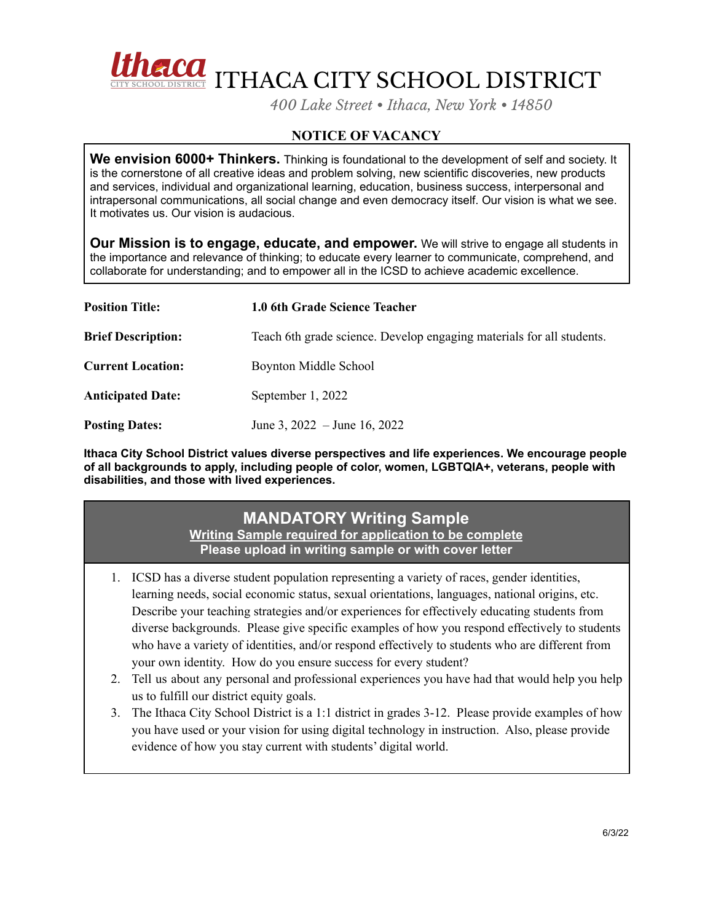# ITHACA CITY SCHOOL DISTRICT

*400 Lake Street • Ithaca, New York • 14850*

## NOTICE OF VACANCY

**We envision 6000+ Thinkers.** Thinking is foundational to the development of self and society. It is the cornerstone of all creative ideas and problem solving, new scientific discoveries, new products and services, individual and organizational learning, education, business success, interpersonal and intrapersonal communications, all social change and even democracy itself. Our vision is what we see. It motivates us. Our vision is audacious.

**Our Mission is to engage, educate, and empower.** We will strive to engage all students in the importance and relevance of thinking; to educate every learner to communicate, comprehend, and collaborate for understanding; and to empower all in the ICSD to achieve academic excellence.

| | |
|---|---|
| **Position Title:** | **1.0 6th Grade Science Teacher** |
| **Brief Description:** | Teach 6th grade science. Develop engaging materials for all students. |
| **Current Location:** | Boynton Middle School |
| **Anticipated Date:** | September 1, 2022 |
| **Posting Dates:** | June 3, 2022 – June 16, 2022 |

**Ithaca City School District values diverse perspectives and life experiences. We encourage people of all backgrounds to apply, including people of color, women, LGBTQIA+, veterans, people with disabilities, and those with lived experiences.**

### MANDATORY Writing Sample

**Writing Sample required for application to be complete**

**Please upload in writing sample or with cover letter**

1. ICSD has a diverse student population representing a variety of races, gender identities, learning needs, social economic status, sexual orientations, languages, national origins, etc. Describe your teaching strategies and/or experiences for effectively educating students from diverse backgrounds. Please give specific examples of how you respond effectively to students who have a variety of identities, and/or respond effectively to students who are different from your own identity. How do you ensure success for every student?
2. Tell us about any personal and professional experiences you have had that would help you help us to fulfill our district equity goals.
3. The Ithaca City School District is a 1:1 district in grades 3-12. Please provide examples of how you have used or your vision for using digital technology in instruction. Also, please provide evidence of how you stay current with students' digital world.

6/3/22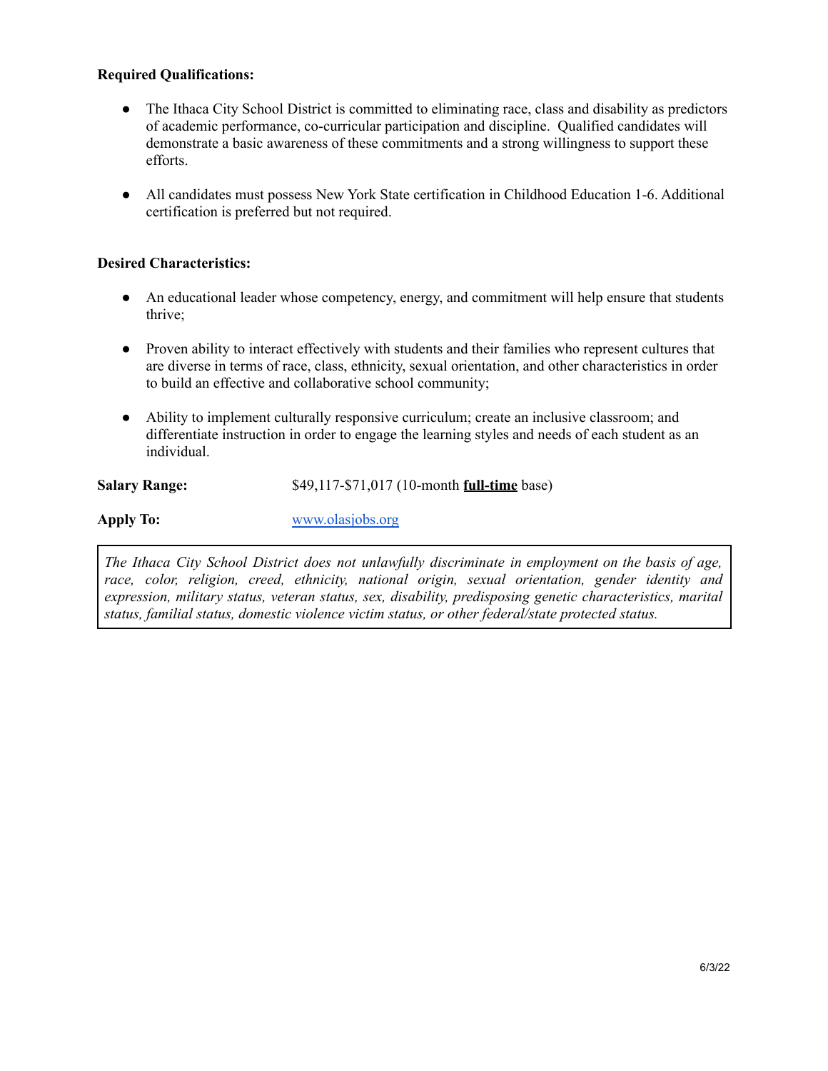**Required Qualifications:**

- The Ithaca City School District is committed to eliminating race, class and disability as predictors of academic performance, co-curricular participation and discipline. Qualified candidates will demonstrate a basic awareness of these commitments and a strong willingness to support these efforts.

- All candidates must possess New York State certification in Childhood Education 1-6. Additional certification is preferred but not required.

**Desired Characteristics:**

- An educational leader whose competency, energy, and commitment will help ensure that students thrive;

- Proven ability to interact effectively with students and their families who represent cultures that are diverse in terms of race, class, ethnicity, sexual orientation, and other characteristics in order to build an effective and collaborative school community;

- Ability to implement culturally responsive curriculum; create an inclusive classroom; and differentiate instruction in order to engage the learning styles and needs of each student as an individual.

**Salary Range:** $49,117-$71,017 (10-month **full-time** base)

**Apply To:** [www.olasjobs.org](http://www.olasjobs.org)

*The Ithaca City School District does not unlawfully discriminate in employment on the basis of age, race, color, religion, creed, ethnicity, national origin, sexual orientation, gender identity and expression, military status, veteran status, sex, disability, predisposing genetic characteristics, marital status, familial status, domestic violence victim status, or other federal/state protected status.*

6/3/22